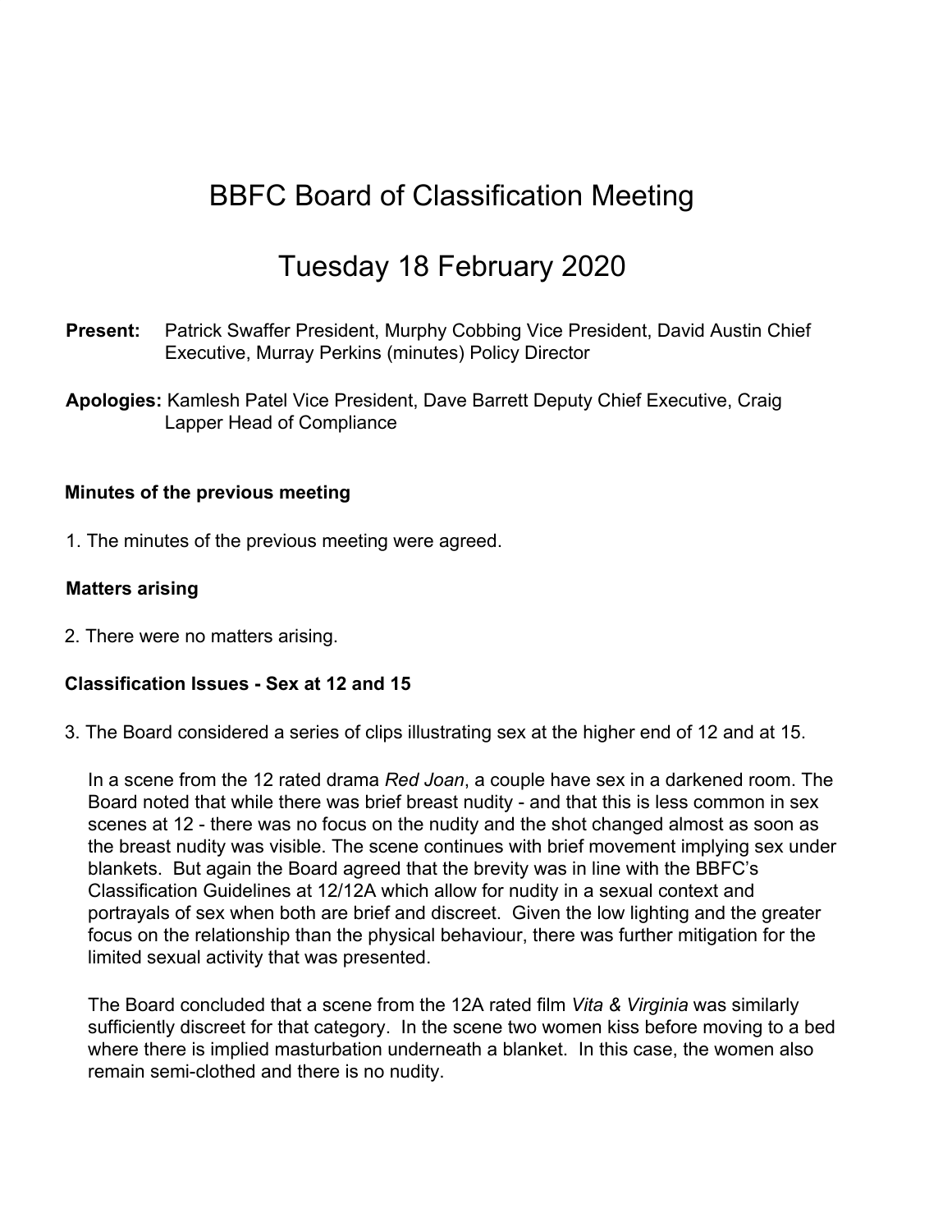# BBFC Board of Classification Meeting

# Tuesday 18 February 2020

**Present:** Patrick Swaffer President, Murphy Cobbing Vice President, David Austin Chief Executive, Murray Perkins (minutes) Policy Director

**Apologies:** Kamlesh Patel Vice President, Dave Barrett Deputy Chief Executive, Craig Lapper Head of Compliance

### Minutes of the previous meeting

1. The minutes of the previous meeting were agreed.

### Matters arising

2. There were no matters arising.

### Classification Issues - Sex at 12 and 15

3. The Board considered a series of clips illustrating sex at the higher end of 12 and at 15.

   In a scene from the 12 rated drama *Red Joan*, a couple have sex in a darkened room. The Board noted that while there was brief breast nudity - and that this is less common in sex scenes at 12 - there was no focus on the nudity and the shot changed almost as soon as the breast nudity was visible. The scene continues with brief movement implying sex under blankets. But again the Board agreed that the brevity was in line with the BBFC's Classification Guidelines at 12/12A which allow for nudity in a sexual context and portrayals of sex when both are brief and discreet. Given the low lighting and the greater focus on the relationship than the physical behaviour, there was further mitigation for the limited sexual activity that was presented.

   The Board concluded that a scene from the 12A rated film *Vita & Virginia* was similarly sufficiently discreet for that category. In the scene two women kiss before moving to a bed where there is implied masturbation underneath a blanket. In this case, the women also remain semi-clothed and there is no nudity.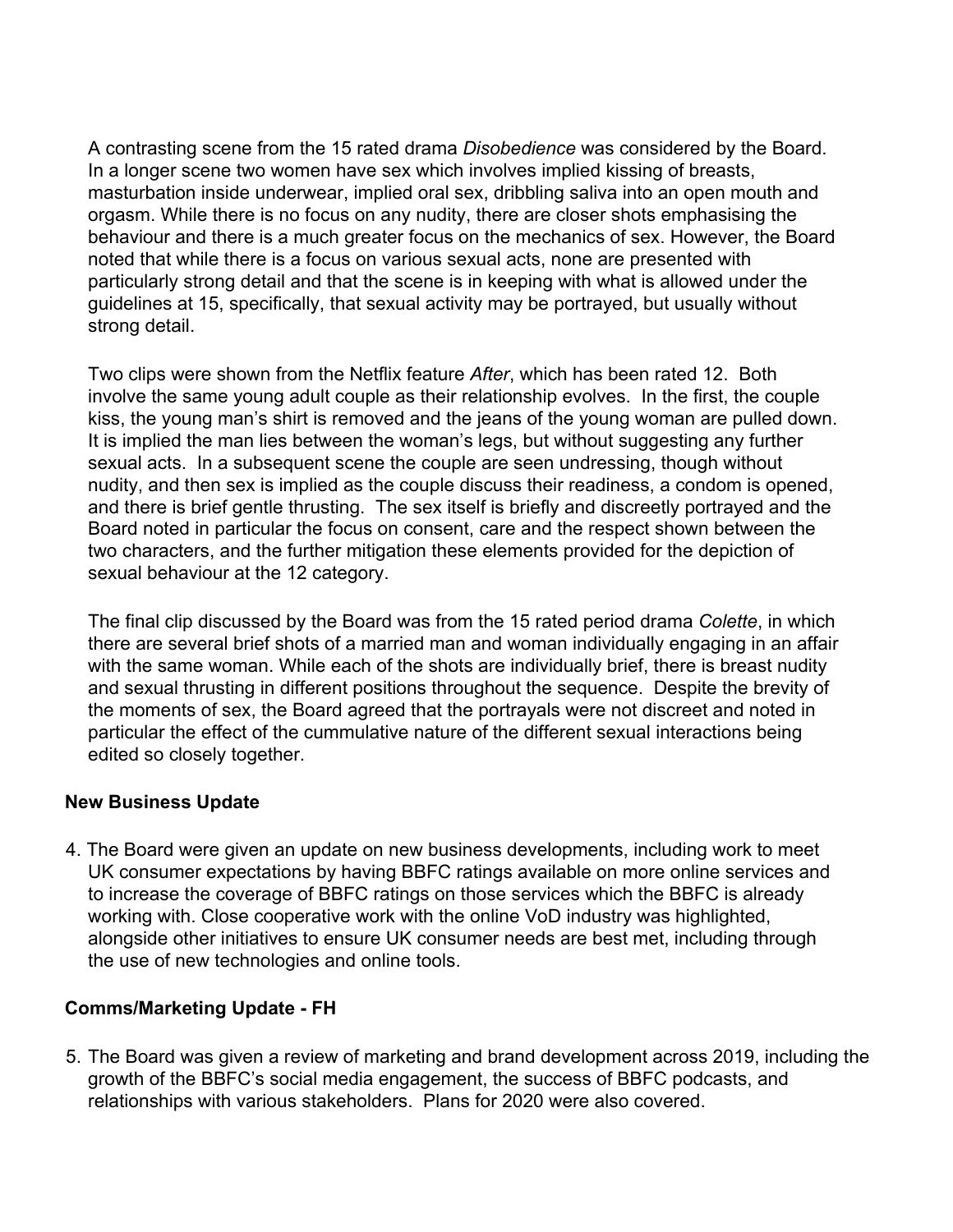A contrasting scene from the 15 rated drama *Disobedience* was considered by the Board. In a longer scene two women have sex which involves implied kissing of breasts, masturbation inside underwear, implied oral sex, dribbling saliva into an open mouth and orgasm. While there is no focus on any nudity, there are closer shots emphasising the behaviour and there is a much greater focus on the mechanics of sex. However, the Board noted that while there is a focus on various sexual acts, none are presented with particularly strong detail and that the scene is in keeping with what is allowed under the guidelines at 15, specifically, that sexual activity may be portrayed, but usually without strong detail.

Two clips were shown from the Netflix feature *After*, which has been rated 12. Both involve the same young adult couple as their relationship evolves. In the first, the couple kiss, the young man's shirt is removed and the jeans of the young woman are pulled down. It is implied the man lies between the woman's legs, but without suggesting any further sexual acts. In a subsequent scene the couple are seen undressing, though without nudity, and then sex is implied as the couple discuss their readiness, a condom is opened, and there is brief gentle thrusting. The sex itself is briefly and discreetly portrayed and the Board noted in particular the focus on consent, care and the respect shown between the two characters, and the further mitigation these elements provided for the depiction of sexual behaviour at the 12 category.

The final clip discussed by the Board was from the 15 rated period drama *Colette*, in which there are several brief shots of a married man and woman individually engaging in an affair with the same woman. While each of the shots are individually brief, there is breast nudity and sexual thrusting in different positions throughout the sequence. Despite the brevity of the moments of sex, the Board agreed that the portrayals were not discreet and noted in particular the effect of the cummulative nature of the different sexual interactions being edited so closely together.

**New Business Update**

4. The Board were given an update on new business developments, including work to meet UK consumer expectations by having BBFC ratings available on more online services and to increase the coverage of BBFC ratings on those services which the BBFC is already working with. Close cooperative work with the online VoD industry was highlighted, alongside other initiatives to ensure UK consumer needs are best met, including through the use of new technologies and online tools.

**Comms/Marketing Update - FH**

5. The Board was given a review of marketing and brand development across 2019, including the growth of the BBFC's social media engagement, the success of BBFC podcasts, and relationships with various stakeholders. Plans for 2020 were also covered.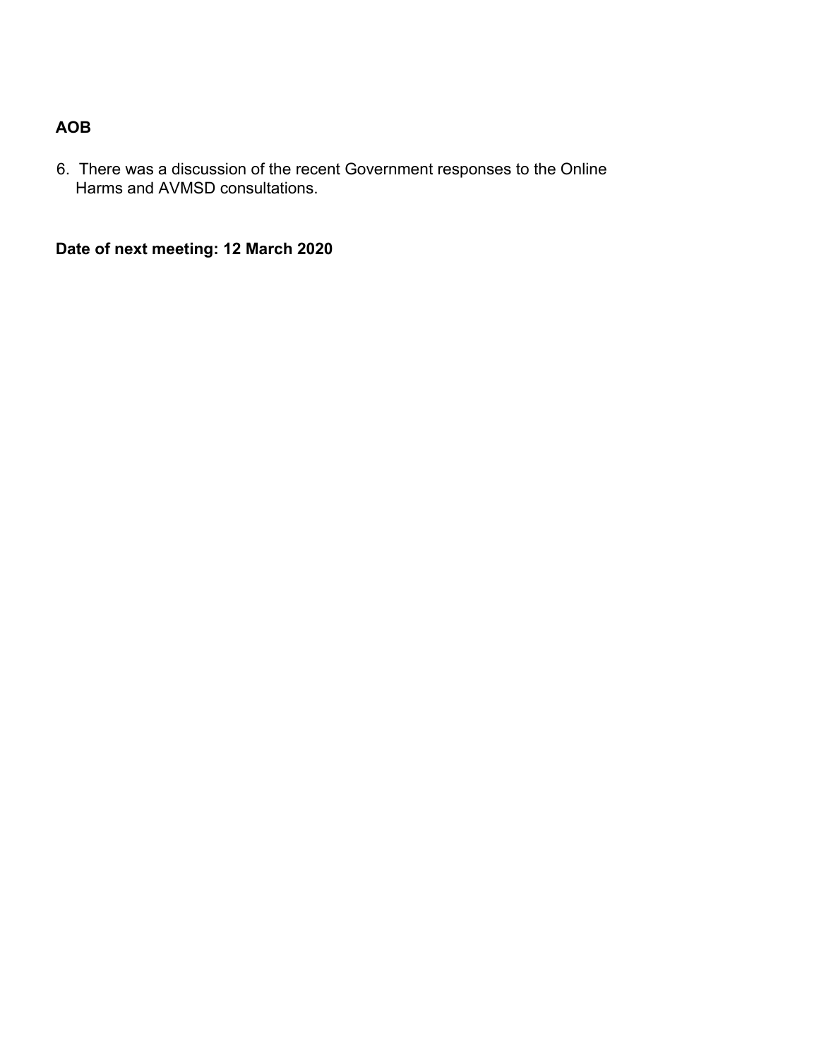**AOB**

6. There was a discussion of the recent Government responses to the Online Harms and AVMSD consultations.

**Date of next meeting: 12 March 2020**